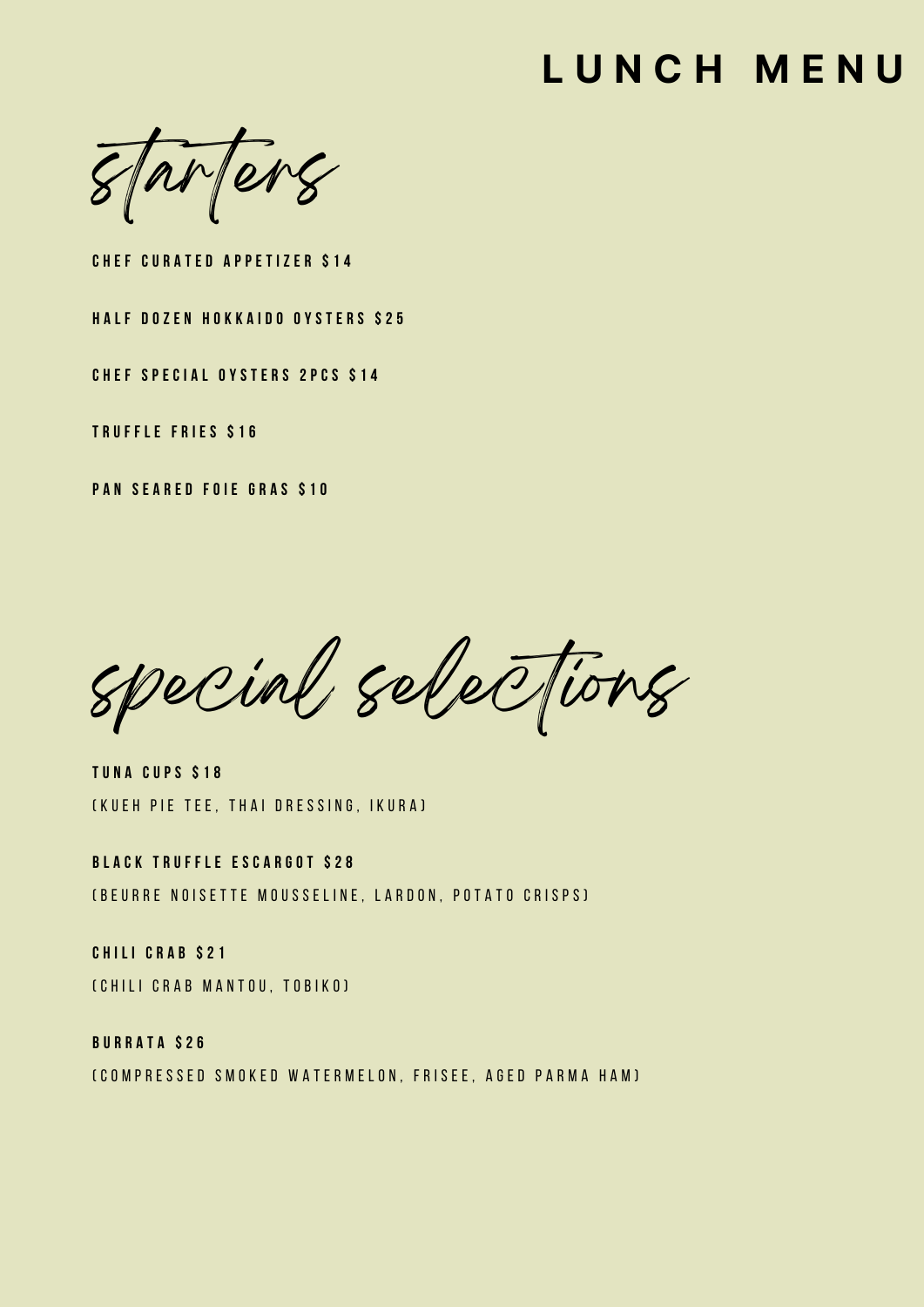# LUNCH MENU

## starters

**CHEF CURATED APPETIZER $14**

**HALF DOZEN HOKKAIDO OYSTERS $25**

**CHEF SPECIAL OYSTERS 2PCS $14**

**TRUFFLE FRIES $16**

**PAN SEARED FOIE GRAS $10**

## special selections

**TUNA CUPS $18**
(KUEH PIE TEE, THAI DRESSING, IKURA)

**BLACK TRUFFLE ESCARGOT $28**
(BEURRE NOISETTE MOUSSELINE, LARDON, POTATO CRISPS)

**CHILI CRAB $21**
(CHILI CRAB MANTOU, TOBIKO)

**BURRATA $26**
(COMPRESSED SMOKED WATERMELON, FRISEE, AGED PARMA HAM)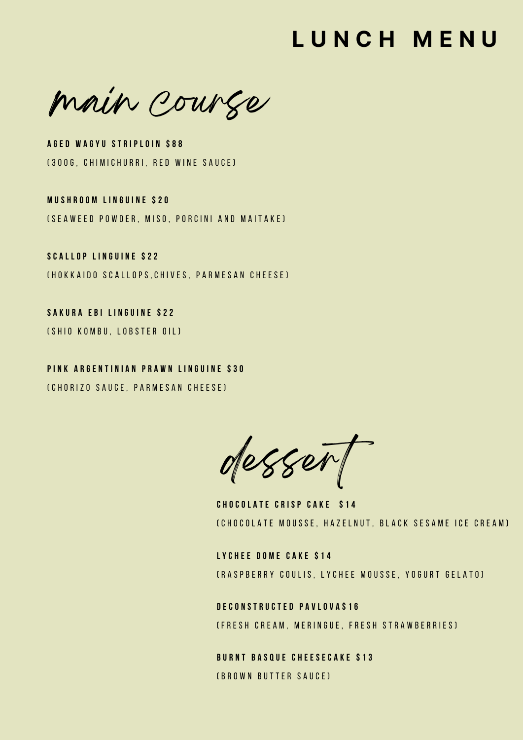# LUNCH MENU

## main course

**AGED WAGYU STRIPLOIN $88**
(300G, CHIMICHURRI, RED WINE SAUCE)

**MUSHROOM LINGUINE $20**
(SEAWEED POWDER, MISO, PORCINI AND MAITAKE)

**SCALLOP LINGUINE $22**
(HOKKAIDO SCALLOPS,CHIVES, PARMESAN CHEESE)

**SAKURA EBI LINGUINE $22**
(SHIO KOMBU, LOBSTER OIL)

**PINK ARGENTINIAN PRAWN LINGUINE $30**
(CHORIZO SAUCE, PARMESAN CHEESE)

## dessert

**CHOCOLATE CRISP CAKE $14**
(CHOCOLATE MOUSSE, HAZELNUT, BLACK SESAME ICE CREAM)

**LYCHEE DOME CAKE $14**
(RASPBERRY COULIS, LYCHEE MOUSSE, YOGURT GELATO)

**DECONSTRUCTED PAVLOVA$16**
(FRESH CREAM, MERINGUE, FRESH STRAWBERRIES)

**BURNT BASQUE CHEESECAKE $13**
(BROWN BUTTER SAUCE)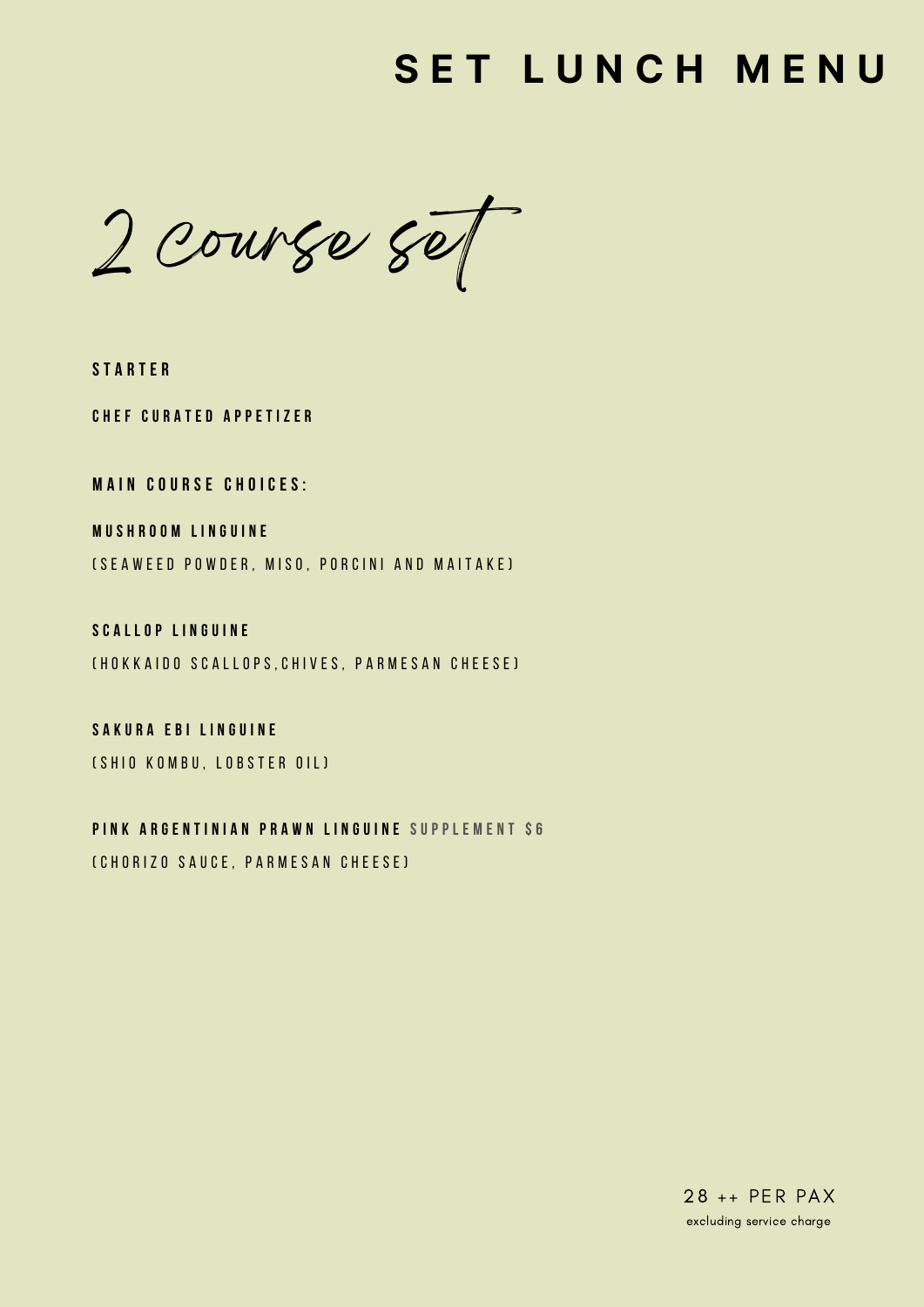# SET LUNCH MENU

## 2 course set

**STARTER**

**CHEF CURATED APPETIZER**

**MAIN COURSE CHOICES:**

**MUSHROOM LINGUINE**
(SEAWEED POWDER, MISO, PORCINI AND MAITAKE)

**SCALLOP LINGUINE**
(HOKKAIDO SCALLOPS,CHIVES, PARMESAN CHEESE)

**SAKURA EBI LINGUINE**
(SHIO KOMBU, LOBSTER OIL)

**PINK ARGENTINIAN PRAWN LINGUINE** SUPPLEMENT $6
(CHORIZO SAUCE, PARMESAN CHEESE)

28 ++ PER PAX
excluding service charge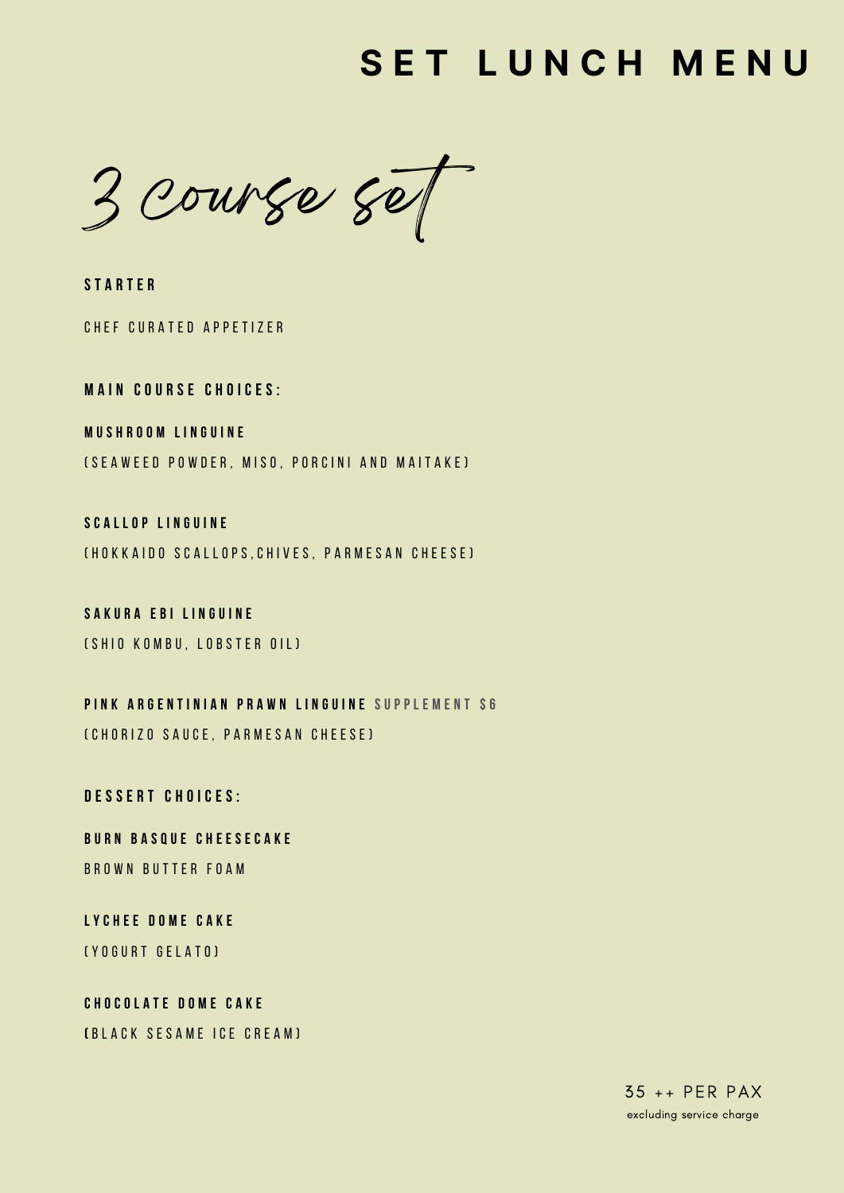# SET LUNCH MENU

## 3 course set

**STARTER**

CHEF CURATED APPETIZER

**MAIN COURSE CHOICES:**

**MUSHROOM LINGUINE**
(SEAWEED POWDER, MISO, PORCINI AND MAITAKE)

**SCALLOP LINGUINE**
(HOKKAIDO SCALLOPS,CHIVES, PARMESAN CHEESE)

**SAKURA EBI LINGUINE**
(SHIO KOMBU, LOBSTER OIL)

**PINK ARGENTINIAN PRAWN LINGUINE** SUPPLEMENT $6
(CHORIZO SAUCE, PARMESAN CHEESE)

**DESSERT CHOICES:**

**BURN BASQUE CHEESECAKE**
BROWN BUTTER FOAM

**LYCHEE DOME CAKE**
(YOGURT GELATO)

**CHOCOLATE DOME CAKE**
(BLACK SESAME ICE CREAM)

35 ++ PER PAX
excluding service charge